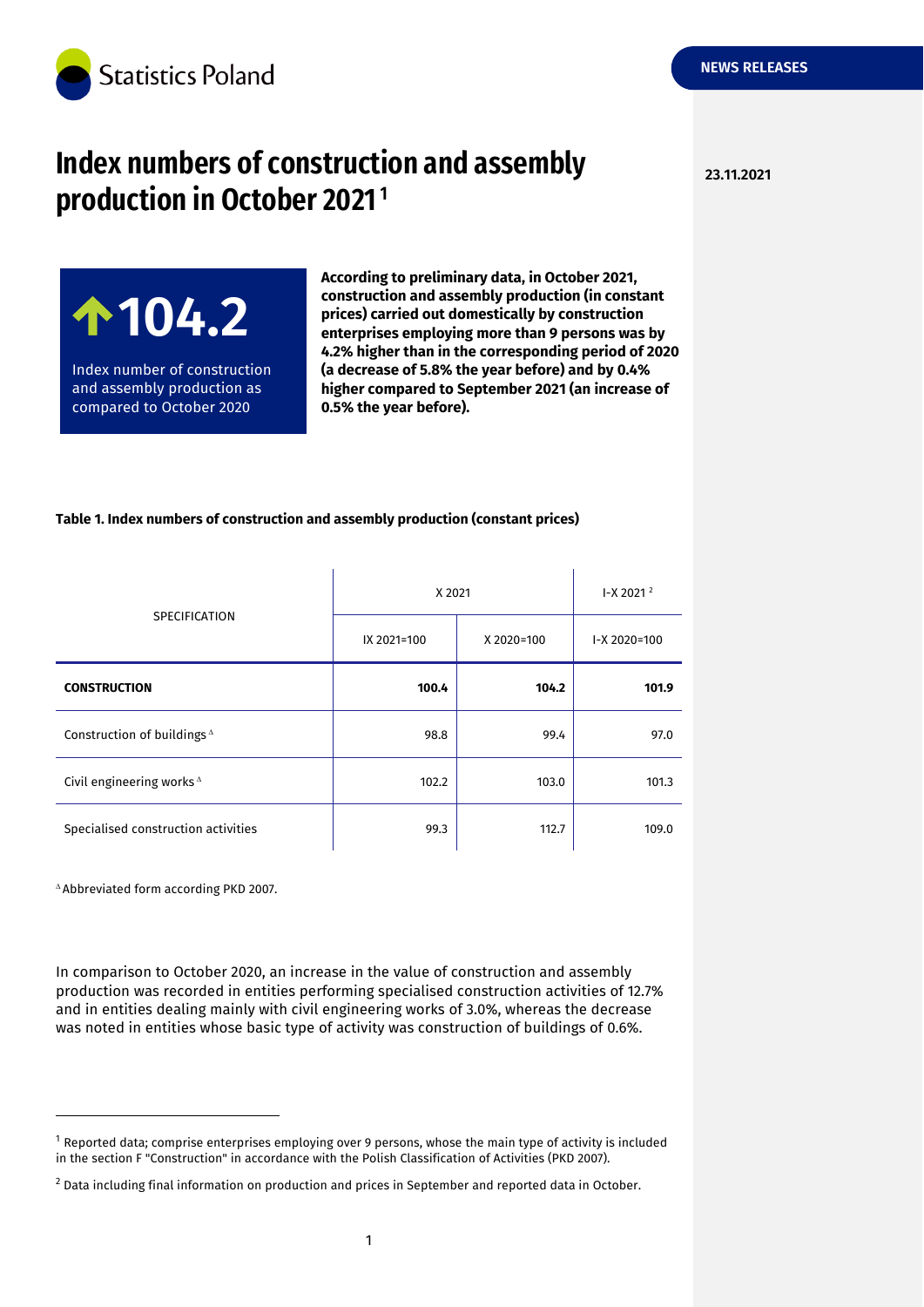Statistics Poland

NEWS RELEASES

23.11.2021

# Index numbers of construction and assembly production in October 2021 [1]

**104.2**

Index number of construction and assembly production as compared to October 2020

**According to preliminary data, in October 2021, construction and assembly production (in constant prices) carried out domestically by construction enterprises employing more than 9 persons was by 4.2% higher than in the corresponding period of 2020 (a decrease of 5.8% the year before) and by 0.4% higher compared to September 2021 (an increase of 0.5% the year before).**

**Table 1. Index numbers of construction and assembly production (constant prices)**

| SPECIFICATION | X 2021 | | I-X 2021 [2] |
|---|---|---|---|
| | IX 2021=100 | X 2020=100 | I-X 2020=100 |
| **CONSTRUCTION** | **100.4** | **104.2** | **101.9** |
| Construction of buildings ∆ | 98.8 | 99.4 | 97.0 |
| Civil engineering works ∆ | 102.2 | 103.0 | 101.3 |
| Specialised construction activities | 99.3 | 112.7 | 109.0 |

∆ Abbreviated form according PKD 2007.

In comparison to October 2020, an increase in the value of construction and assembly production was recorded in entities performing specialised construction activities of 12.7% and in entities dealing mainly with civil engineering works of 3.0%, whereas the decrease was noted in entities whose basic type of activity was construction of buildings of 0.6%.

[1] Reported data; comprise enterprises employing over 9 persons, whose the main type of activity is included in the section F "Construction" in accordance with the Polish Classification of Activities (PKD 2007).

[2] Data including final information on production and prices in September and reported data in October.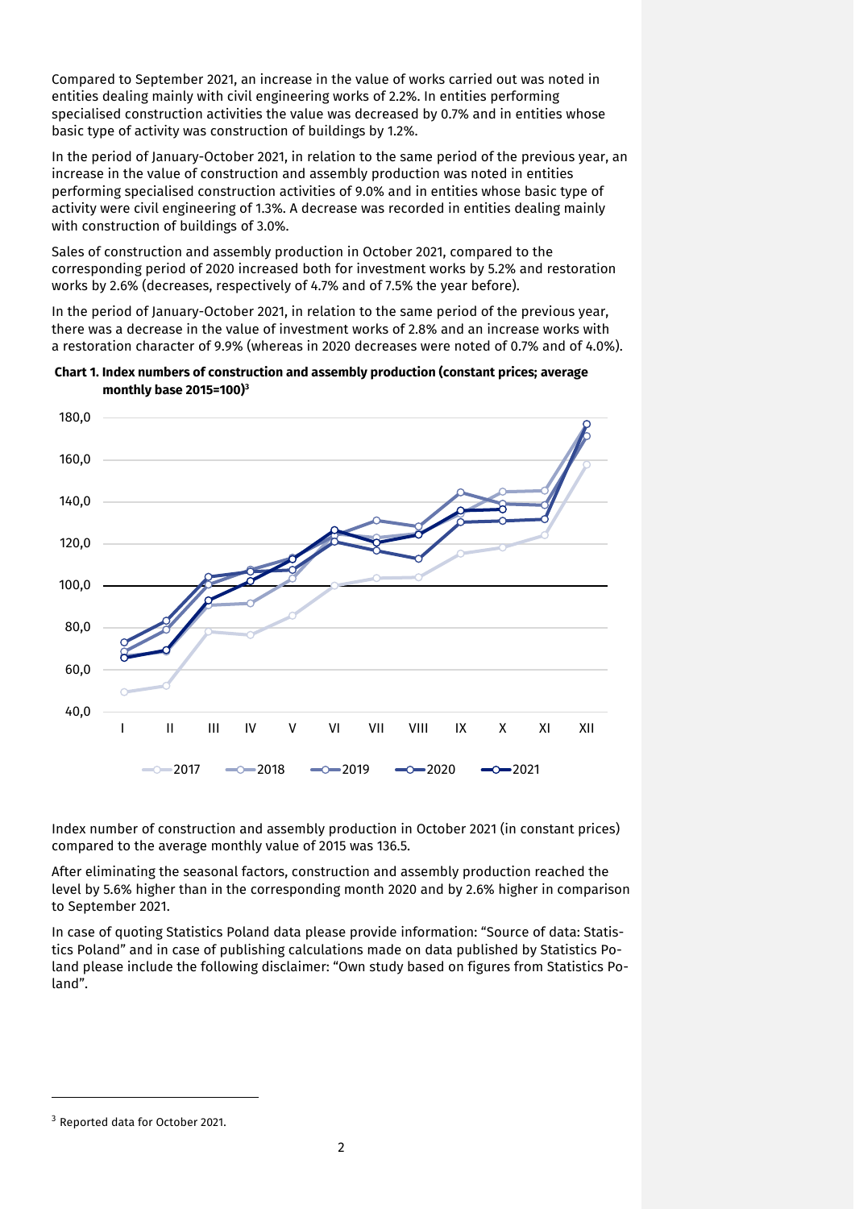Compared to September 2021, an increase in the value of works carried out was noted in entities dealing mainly with civil engineering works of 2.2%. In entities performing specialised construction activities the value was decreased by 0.7% and in entities whose basic type of activity was construction of buildings by 1.2%.

In the period of January-October 2021, in relation to the same period of the previous year, an increase in the value of construction and assembly production was noted in entities performing specialised construction activities of 9.0% and in entities whose basic type of activity were civil engineering of 1.3%. A decrease was recorded in entities dealing mainly with construction of buildings of 3.0%.

Sales of construction and assembly production in October 2021, compared to the corresponding period of 2020 increased both for investment works by 5.2% and restoration works by 2.6% (decreases, respectively of 4.7% and of 7.5% the year before).

In the period of January-October 2021, in relation to the same period of the previous year, there was a decrease in the value of investment works of 2.8% and an increase works with a restoration character of 9.9% (whereas in 2020 decreases were noted of 0.7% and of 4.0%).

**Chart 1. Index numbers of construction and assembly production (constant prices; average monthly base 2015=100)[3]**

Index number of construction and assembly production in October 2021 (in constant prices) compared to the average monthly value of 2015 was 136.5.

After eliminating the seasonal factors, construction and assembly production reached the level by 5.6% higher than in the corresponding month 2020 and by 2.6% higher in comparison to September 2021.

In case of quoting Statistics Poland data please provide information: "Source of data: Statistics Poland" and in case of publishing calculations made on data published by Statistics Poland please include the following disclaimer: "Own study based on figures from Statistics Poland".

[3] Reported data for October 2021.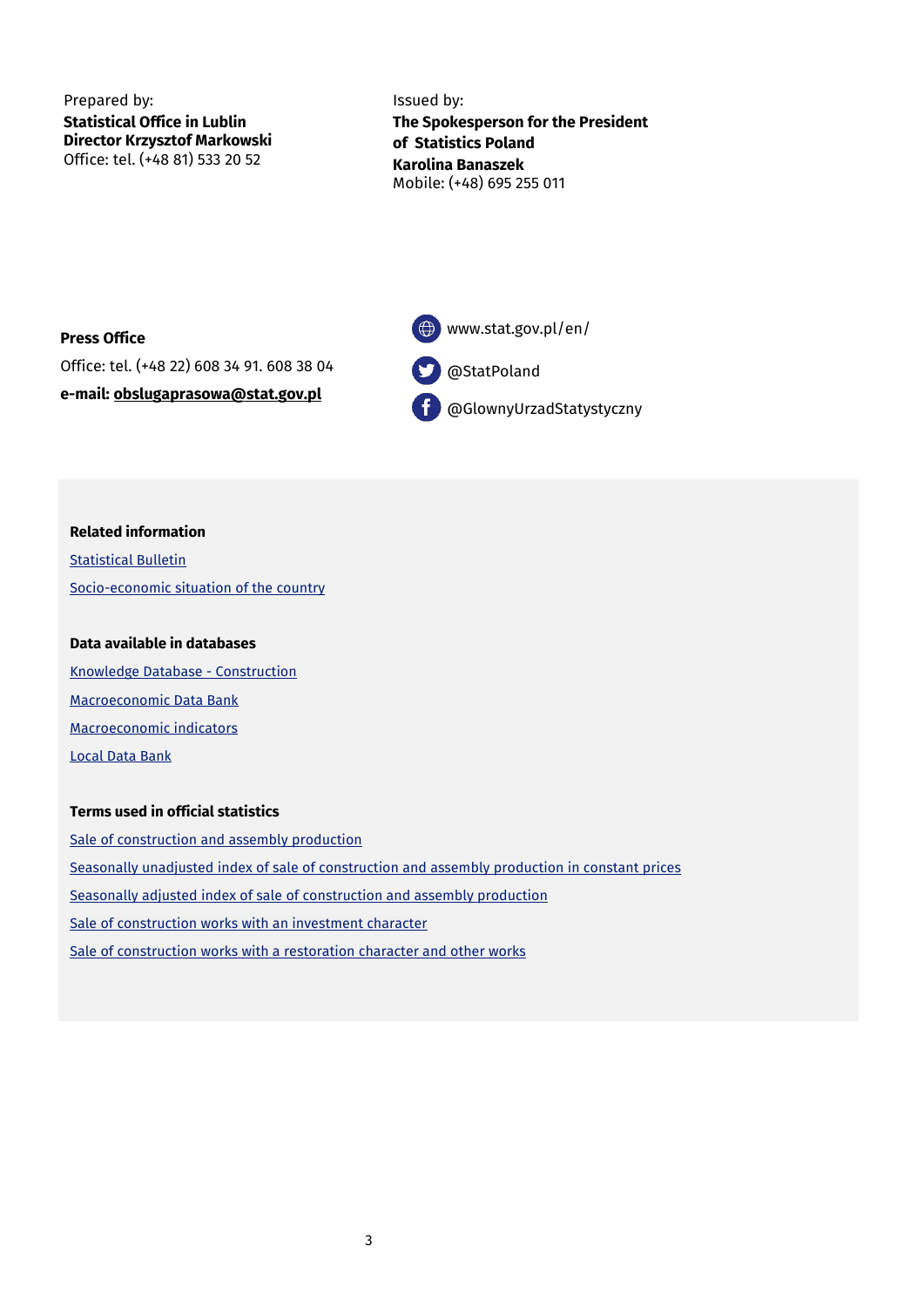Prepared by:
**Statistical Office in Lublin**
**Director Krzysztof Markowski**
Office: tel. (+48 81) 533 20 52

Issued by:
**The Spokesperson for the President of Statistics Poland**
**Karolina Banaszek**
Mobile: (+48) 695 255 011

**Press Office**

Office: tel. (+48 22) 608 34 91. 608 38 04

**e-mail: obslugaprasowa@stat.gov.pl**

www.stat.gov.pl/en/

@StatPoland

@GlownyUrzadStatystyczny

**Related information**

Statistical Bulletin

Socio-economic situation of the country

**Data available in databases**

Knowledge Database - Construction

Macroeconomic Data Bank

Macroeconomic indicators

Local Data Bank

**Terms used in official statistics**

Sale of construction and assembly production

Seasonally unadjusted index of sale of construction and assembly production in constant prices

Seasonally adjusted index of sale of construction and assembly production

Sale of construction works with an investment character

Sale of construction works with a restoration character and other works